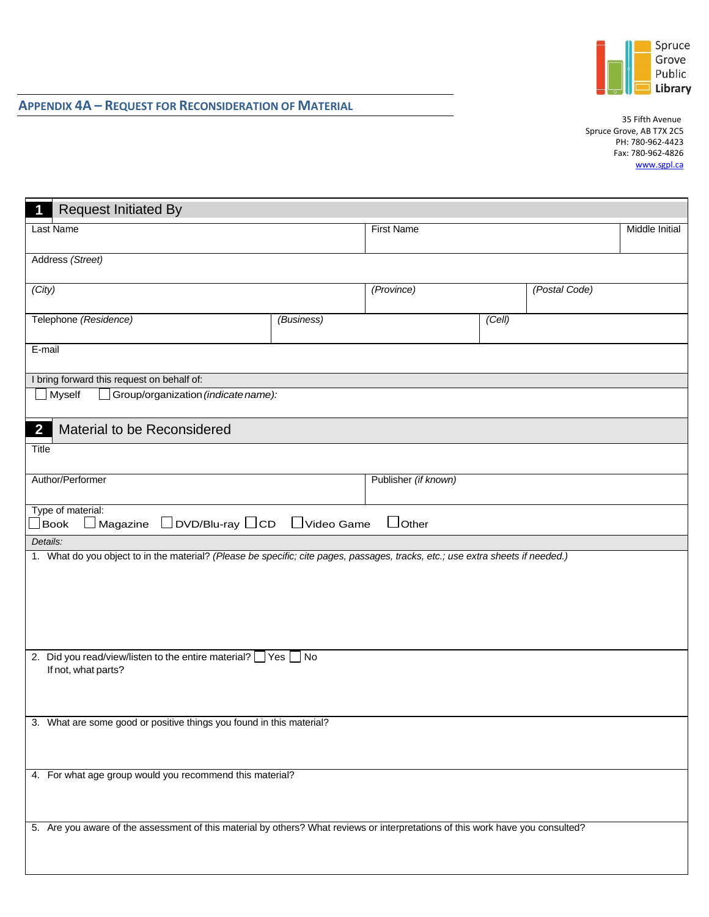Spruce Grove Public Library

## APPENDIX 4A – REQUEST FOR RECONSIDERATION OF MATERIAL

35 Fifth Avenue
Spruce Grove, AB T7X 2C5
PH: 780-962-4423
Fax: 780-962-4826
www.sgpl.ca

### 1 Request Initiated By

| Last Name | First Name | Middle Initial |
|---|---|---|
| | | |

Address *(Street)*

| *(City)* | *(Province)* | *(Postal Code)* |
|---|---|---|
| | | |

| Telephone *(Residence)* | *(Business)* | *(Cell)* |
|---|---|---|
| | | |

E-mail

I bring forward this request on behalf of:

☐ Myself ☐ Group/organization *(indicate name)*:

### 2 Material to be Reconsidered

Title

| Author/Performer | Publisher *(if known)* |
|---|---|
| | |

Type of material:
☐ Book ☐ Magazine ☐ DVD/Blu-ray ☐ CD ☐ Video Game ☐ Other

*Details:*

1. What do you object to in the material? *(Please be specific; cite pages, passages, tracks, etc.; use extra sheets if needed.)*

2. Did you read/view/listen to the entire material? ☐ Yes ☐ No
   If not, what parts?

3. What are some good or positive things you found in this material?

4. For what age group would you recommend this material?

5. Are you aware of the assessment of this material by others? What reviews or interpretations of this work have you consulted?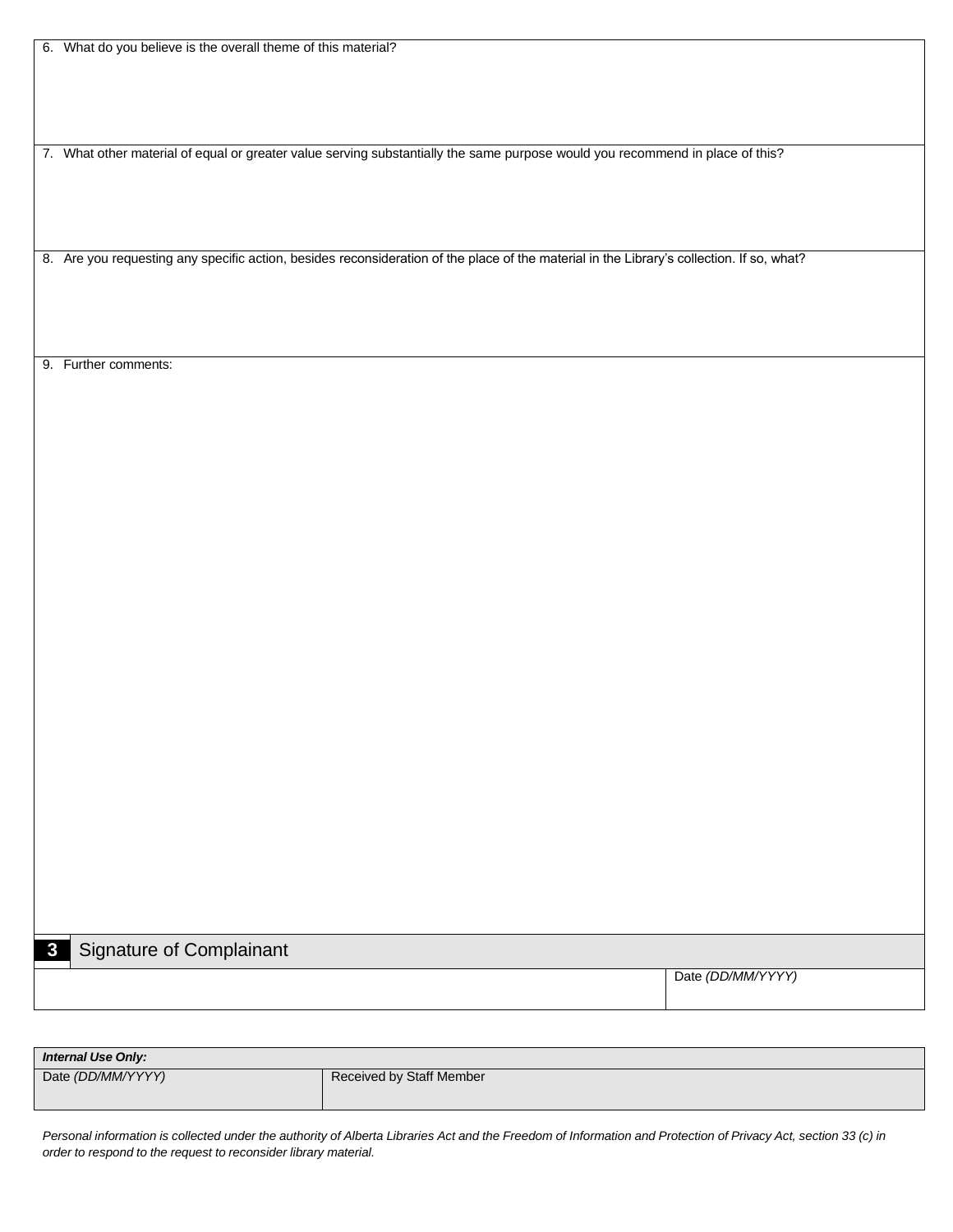6. What do you believe is the overall theme of this material?

7. What other material of equal or greater value serving substantially the same purpose would you recommend in place of this?

8. Are you requesting any specific action, besides reconsideration of the place of the material in the Library's collection. If so, what?

9. Further comments:

## 3 Signature of Complainant

| | |
|---|---|
| | Date *(DD/MM/YYYY)* |

| ***Internal Use Only:*** | |
|---|---|
| Date *(DD/MM/YYYY)* | Received by Staff Member |

*Personal information is collected under the authority of Alberta Libraries Act and the Freedom of Information and Protection of Privacy Act, section 33 (c) in order to respond to the request to reconsider library material.*